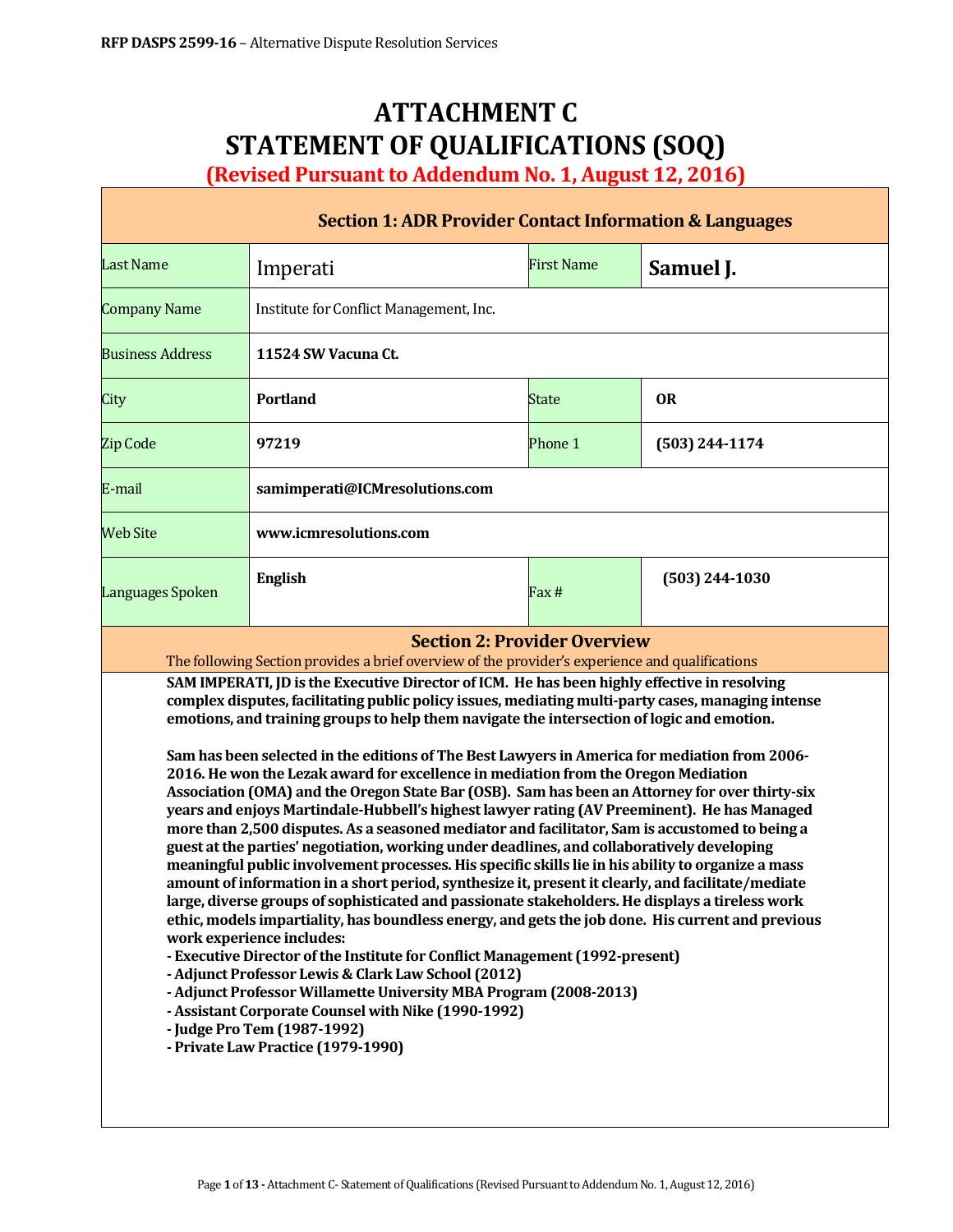RFP DASPS 2599-16 – Alternative Dispute Resolution Services

# ATTACHMENT C
# STATEMENT OF QUALIFICATIONS (SOQ)

**(Revised Pursuant to Addendum No. 1, August 12, 2016)**

## Section 1: ADR Provider Contact Information & Languages

| Last Name | Imperati | First Name | **Samuel J.** |
|---|---|---|---|
| Company Name | Institute for Conflict Management, Inc. | | |
| Business Address | **11524 SW Vacuna Ct.** | | |
| City | **Portland** | State | **OR** |
| Zip Code | **97219** | Phone 1 | **(503) 244-1174** |
| E-mail | **samimperati@ICMresolutions.com** | | |
| Web Site | **www.icmresolutions.com** | | |
| Languages Spoken | **English** | Fax # | **(503) 244-1030** |

## Section 2: Provider Overview

The following Section provides a brief overview of the provider's experience and qualifications

**SAM IMPERATI, JD is the Executive Director of ICM. He has been highly effective in resolving complex disputes, facilitating public policy issues, mediating multi-party cases, managing intense emotions, and training groups to help them navigate the intersection of logic and emotion.**

**Sam has been selected in the editions of The Best Lawyers in America for mediation from 2006-2016. He won the Lezak award for excellence in mediation from the Oregon Mediation Association (OMA) and the Oregon State Bar (OSB). Sam has been an Attorney for over thirty-six years and enjoys Martindale-Hubbell's highest lawyer rating (AV Preeminent). He has Managed more than 2,500 disputes. As a seasoned mediator and facilitator, Sam is accustomed to being a guest at the parties' negotiation, working under deadlines, and collaboratively developing meaningful public involvement processes. His specific skills lie in his ability to organize a mass amount of information in a short period, synthesize it, present it clearly, and facilitate/mediate large, diverse groups of sophisticated and passionate stakeholders. He displays a tireless work ethic, models impartiality, has boundless energy, and gets the job done. His current and previous work experience includes:**

- **Executive Director of the Institute for Conflict Management (1992-present)**
- **Adjunct Professor Lewis & Clark Law School (2012)**
- **Adjunct Professor Willamette University MBA Program (2008-2013)**
- **Assistant Corporate Counsel with Nike (1990-1992)**
- **Judge Pro Tem (1987-1992)**
- **Private Law Practice (1979-1990)**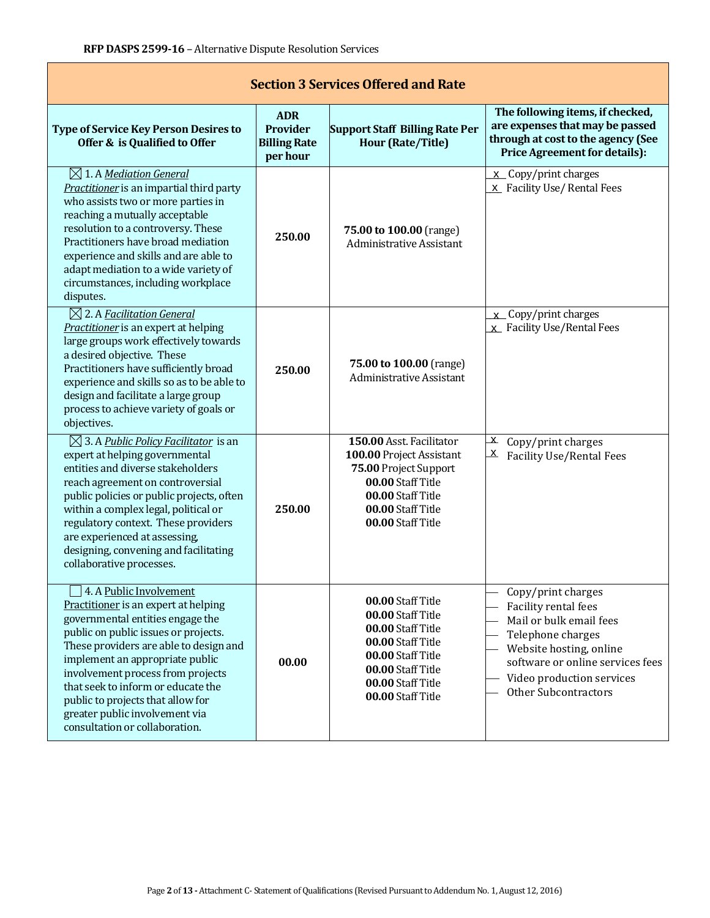RFP DASPS 2599-16 – Alternative Dispute Resolution Services

## Section 3 Services Offered and Rate

| Type of Service Key Person Desires to Offer & is Qualified to Offer | ADR Provider Billing Rate per hour | Support Staff Billing Rate Per Hour (Rate/Title) | The following items, if checked, are expenses that may be passed through at cost to the agency (See Price Agreement for details): |
|---|---|---|---|
| ☒ 1. A *Mediation General Practitioner* is an impartial third party who assists two or more parties in reaching a mutually acceptable resolution to a controversy. These Practitioners have broad mediation experience and skills and are able to adapt mediation to a wide variety of circumstances, including workplace disputes. | **250.00** | **75.00 to 100.00** (range) Administrative Assistant | x Copy/print charges<br>x Facility Use/ Rental Fees |
| ☒ 2. A *Facilitation General Practitioner* is an expert at helping large groups work effectively towards a desired objective. These Practitioners have sufficiently broad experience and skills so as to be able to design and facilitate a large group process to achieve variety of goals or objectives. | **250.00** | **75.00 to 100.00** (range) Administrative Assistant | x Copy/print charges<br>x Facility Use/Rental Fees |
| ☒ 3. A *Public Policy Facilitator* is an expert at helping governmental entities and diverse stakeholders reach agreement on controversial public policies or public projects, often within a complex legal, political or regulatory context. These providers are experienced at assessing, designing, convening and facilitating collaborative processes. | **250.00** | **150.00** Asst. Facilitator<br>**100.00** Project Assistant<br>**75.00** Project Support<br>**00.00** Staff Title<br>**00.00** Staff Title<br>**00.00** Staff Title<br>**00.00** Staff Title | x Copy/print charges<br>x Facility Use/Rental Fees |
| ☐ 4. A Public Involvement Practitioner is an expert at helping governmental entities engage the public on public issues or projects. These providers are able to design and implement an appropriate public involvement process from projects that seek to inform or educate the public to projects that allow for greater public involvement via consultation or collaboration. | **00.00** | **00.00** Staff Title<br>**00.00** Staff Title<br>**00.00** Staff Title<br>**00.00** Staff Title<br>**00.00** Staff Title<br>**00.00** Staff Title<br>**00.00** Staff Title<br>**00.00** Staff Title | \_\_ Copy/print charges<br>\_\_ Facility rental fees<br>\_\_ Mail or bulk email fees<br>\_\_ Telephone charges<br>\_\_ Website hosting, online software or online services fees<br>\_\_ Video production services<br>\_\_ Other Subcontractors |

Page 2 of 13 - Attachment C- Statement of Qualifications (Revised Pursuant to Addendum No. 1, August 12, 2016)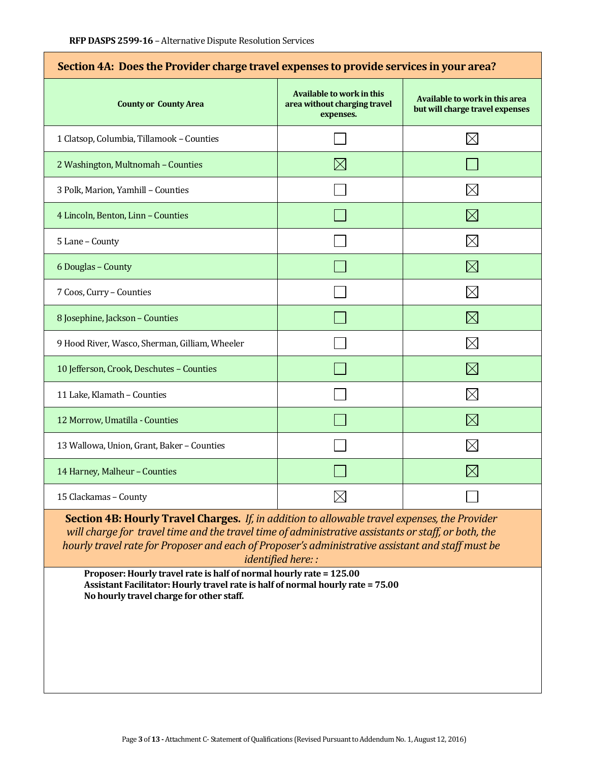## Section 4A: Does the Provider charge travel expenses to provide services in your area?

| County or County Area | Available to work in this area without charging travel expenses. | Available to work in this area but will charge travel expenses |
|---|---|---|
| 1 Clatsop, Columbia, Tillamook – Counties | ☐ | ☒ |
| 2 Washington, Multnomah – Counties | ☒ | ☐ |
| 3 Polk, Marion, Yamhill – Counties | ☐ | ☒ |
| 4 Lincoln, Benton, Linn – Counties | ☐ | ☒ |
| 5 Lane – County | ☐ | ☒ |
| 6 Douglas – County | ☐ | ☒ |
| 7 Coos, Curry – Counties | ☐ | ☒ |
| 8 Josephine, Jackson – Counties | ☐ | ☒ |
| 9 Hood River, Wasco, Sherman, Gilliam, Wheeler | ☐ | ☒ |
| 10 Jefferson, Crook, Deschutes – Counties | ☐ | ☒ |
| 11 Lake, Klamath – Counties | ☐ | ☒ |
| 12 Morrow, Umatilla - Counties | ☐ | ☒ |
| 13 Wallowa, Union, Grant, Baker – Counties | ☐ | ☒ |
| 14 Harney, Malheur – Counties | ☐ | ☒ |
| 15 Clackamas – County | ☒ | ☐ |

## Section 4B: Hourly Travel Charges.

*If, in addition to allowable travel expenses, the Provider will charge for travel time and the travel time of administrative assistants or staff, or both, the hourly travel rate for Proposer and each of Proposer's administrative assistant and staff must be identified here: :*

**Proposer: Hourly travel rate is half of normal hourly rate = 125.00**
**Assistant Facilitator: Hourly travel rate is half of normal hourly rate = 75.00**
**No hourly travel charge for other staff.**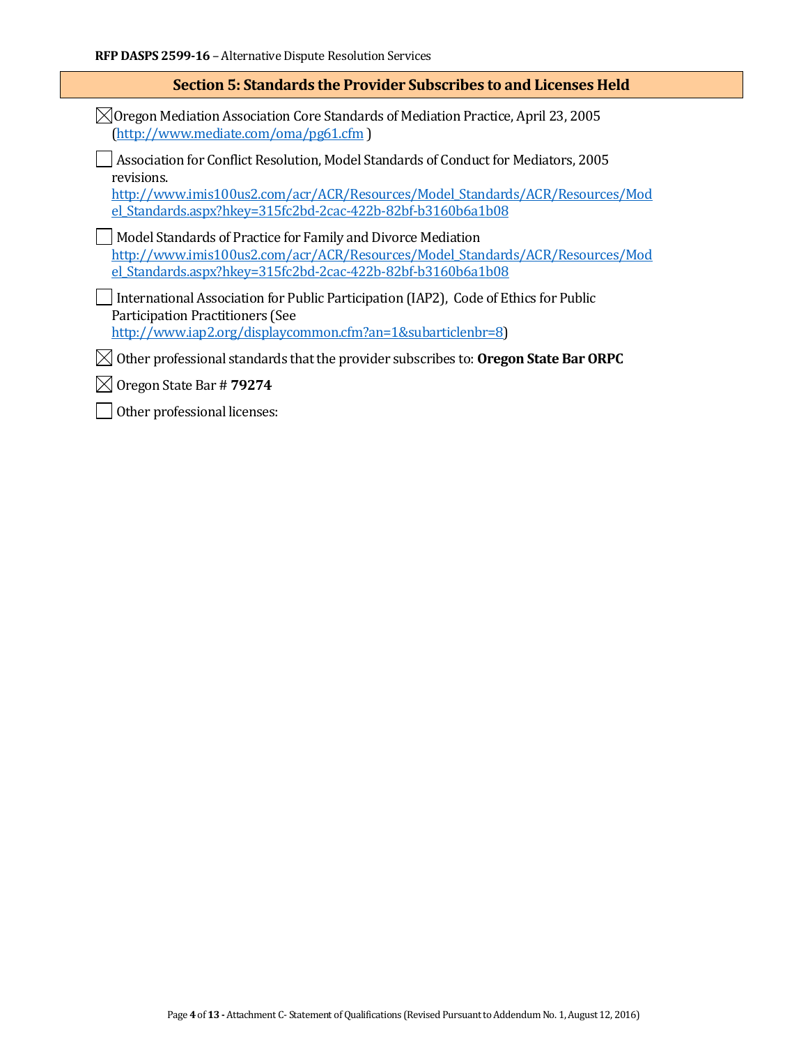## Section 5: Standards the Provider Subscribes to and Licenses Held

- [x] Oregon Mediation Association Core Standards of Mediation Practice, April 23, 2005 (http://www.mediate.com/oma/pg61.cfm )
- [ ] Association for Conflict Resolution, Model Standards of Conduct for Mediators, 2005 revisions. http://www.imis100us2.com/acr/ACR/Resources/Model_Standards/ACR/Resources/Model_Standards.aspx?hkey=315fc2bd-2cac-422b-82bf-b3160b6a1b08
- [ ] Model Standards of Practice for Family and Divorce Mediation http://www.imis100us2.com/acr/ACR/Resources/Model_Standards/ACR/Resources/Model_Standards.aspx?hkey=315fc2bd-2cac-422b-82bf-b3160b6a1b08
- [ ] International Association for Public Participation (IAP2), Code of Ethics for Public Participation Practitioners (See http://www.iap2.org/displaycommon.cfm?an=1&subarticlenbr=8)
- [x] Other professional standards that the provider subscribes to: **Oregon State Bar ORPC**
- [x] Oregon State Bar # **79274**
- [ ] Other professional licenses: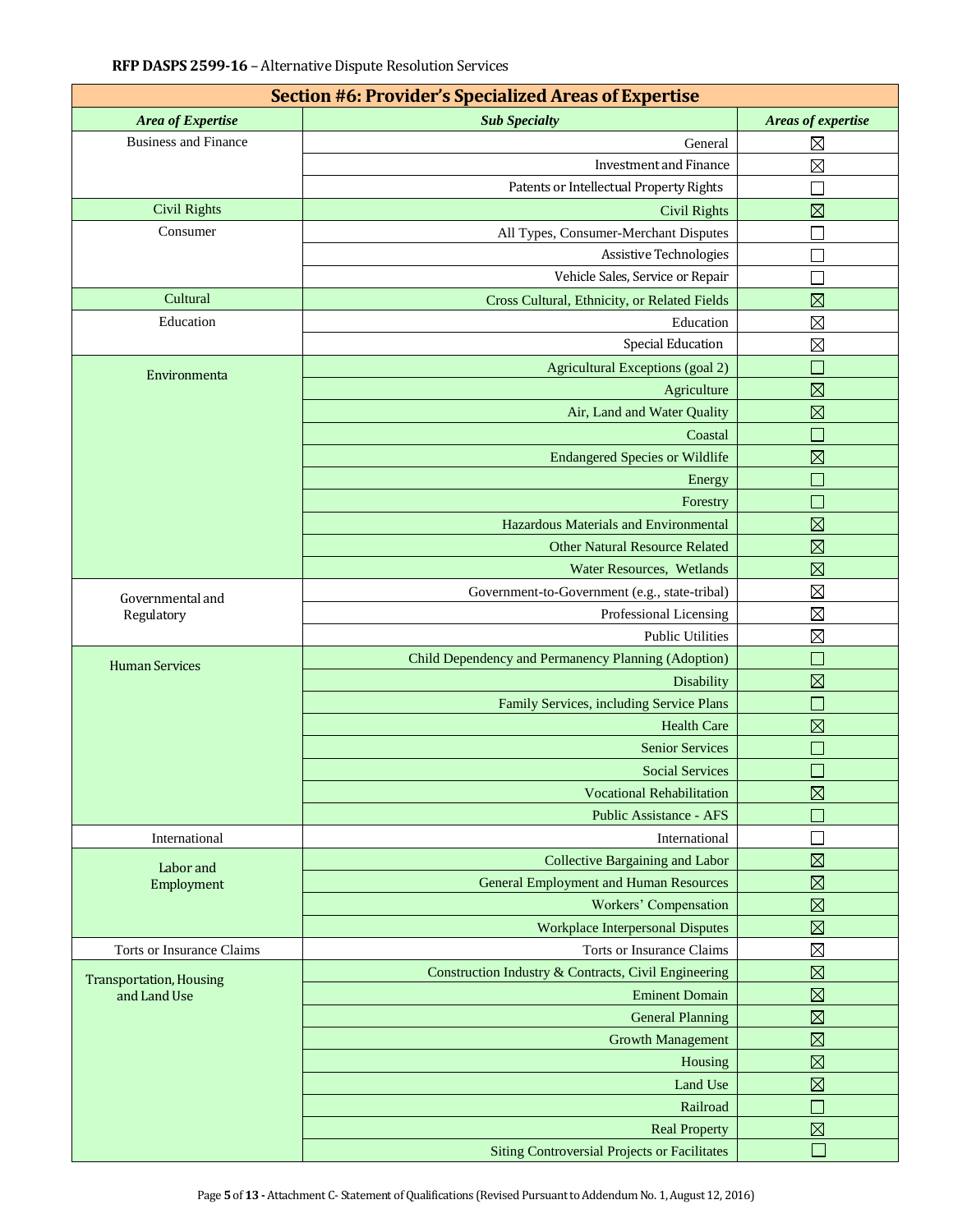| Section #6: Provider's Specialized Areas of Expertise | | |
|---|---|---|
| ***Area of Expertise*** | ***Sub Specialty*** | ***Areas of expertise*** |
| Business and Finance | General | ☒ |
| | Investment and Finance | ☒ |
| | Patents or Intellectual Property Rights | ☐ |
| Civil Rights | Civil Rights | ☒ |
| Consumer | All Types, Consumer-Merchant Disputes | ☐ |
| | Assistive Technologies | ☐ |
| | Vehicle Sales, Service or Repair | ☐ |
| Cultural | Cross Cultural, Ethnicity, or Related Fields | ☒ |
| Education | Education | ☒ |
| | Special Education | ☒ |
| Environmenta | Agricultural Exceptions (goal 2) | ☐ |
| | Agriculture | ☒ |
| | Air, Land and Water Quality | ☒ |
| | Coastal | ☐ |
| | Endangered Species or Wildlife | ☒ |
| | Energy | ☐ |
| | Forestry | ☐ |
| | Hazardous Materials and Environmental | ☒ |
| | Other Natural Resource Related | ☒ |
| | Water Resources, Wetlands | ☒ |
| Governmental and Regulatory | Government-to-Government (e.g., state-tribal) | ☒ |
| | Professional Licensing | ☒ |
| | Public Utilities | ☒ |
| Human Services | Child Dependency and Permanency Planning (Adoption) | ☐ |
| | Disability | ☒ |
| | Family Services, including Service Plans | ☐ |
| | Health Care | ☒ |
| | Senior Services | ☐ |
| | Social Services | ☐ |
| | Vocational Rehabilitation | ☒ |
| | Public Assistance - AFS | ☐ |
| International | International | ☐ |
| Labor and Employment | Collective Bargaining and Labor | ☒ |
| | General Employment and Human Resources | ☒ |
| | Workers' Compensation | ☒ |
| | Workplace Interpersonal Disputes | ☒ |
| Torts or Insurance Claims | Torts or Insurance Claims | ☒ |
| Transportation, Housing and Land Use | Construction Industry & Contracts, Civil Engineering | ☒ |
| | Eminent Domain | ☒ |
| | General Planning | ☒ |
| | Growth Management | ☒ |
| | Housing | ☒ |
| | Land Use | ☒ |
| | Railroad | ☐ |
| | Real Property | ☒ |
| | Siting Controversial Projects or Facilitates | ☐ |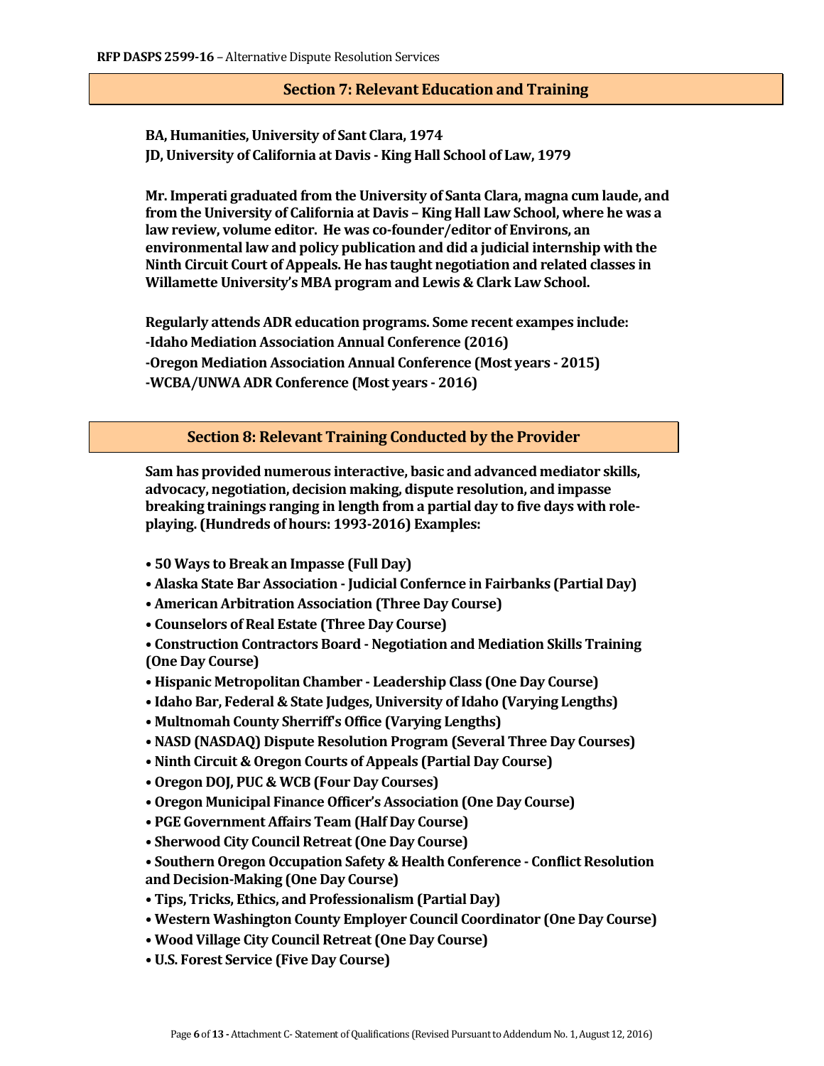## Section 7: Relevant Education and Training

**BA, Humanities, University of Sant Clara, 1974**
**JD, University of California at Davis - King Hall School of Law, 1979**

**Mr. Imperati graduated from the University of Santa Clara, magna cum laude, and from the University of California at Davis – King Hall Law School, where he was a law review, volume editor. He was co-founder/editor of Environs, an environmental law and policy publication and did a judicial internship with the Ninth Circuit Court of Appeals. He has taught negotiation and related classes in Willamette University's MBA program and Lewis & Clark Law School.**

**Regularly attends ADR education programs. Some recent exampes include:**
**-Idaho Mediation Association Annual Conference (2016)**
**-Oregon Mediation Association Annual Conference (Most years - 2015)**
**-WCBA/UNWA ADR Conference (Most years - 2016)**

## Section 8: Relevant Training Conducted by the Provider

**Sam has provided numerous interactive, basic and advanced mediator skills, advocacy, negotiation, decision making, dispute resolution, and impasse breaking trainings ranging in length from a partial day to five days with role-playing. (Hundreds of hours: 1993-2016) Examples:**

- **50 Ways to Break an Impasse (Full Day)**
- **Alaska State Bar Association - Judicial Confernce in Fairbanks (Partial Day)**
- **American Arbitration Association (Three Day Course)**
- **Counselors of Real Estate (Three Day Course)**
- **Construction Contractors Board - Negotiation and Mediation Skills Training (One Day Course)**
- **Hispanic Metropolitan Chamber - Leadership Class (One Day Course)**
- **Idaho Bar, Federal & State Judges, University of Idaho (Varying Lengths)**
- **Multnomah County Sherriff's Office (Varying Lengths)**
- **NASD (NASDAQ) Dispute Resolution Program (Several Three Day Courses)**
- **Ninth Circuit & Oregon Courts of Appeals (Partial Day Course)**
- **Oregon DOJ, PUC & WCB (Four Day Courses)**
- **Oregon Municipal Finance Officer's Association (One Day Course)**
- **PGE Government Affairs Team (Half Day Course)**
- **Sherwood City Council Retreat (One Day Course)**
- **Southern Oregon Occupation Safety & Health Conference - Conflict Resolution and Decision-Making (One Day Course)**
- **Tips, Tricks, Ethics, and Professionalism (Partial Day)**
- **Western Washington County Employer Council Coordinator (One Day Course)**
- **Wood Village City Council Retreat (One Day Course)**
- **U.S. Forest Service (Five Day Course)**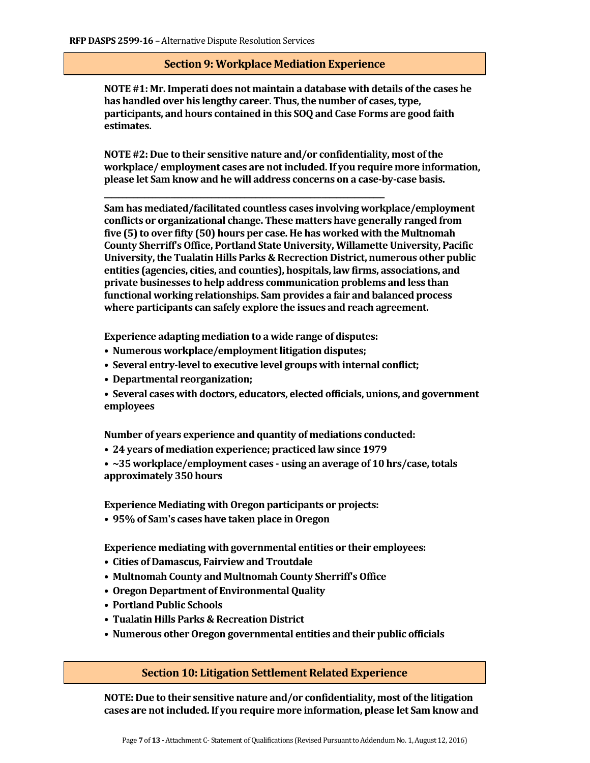## Section 9: Workplace Mediation Experience

**NOTE #1: Mr. Imperati does not maintain a database with details of the cases he has handled over his lengthy career. Thus, the number of cases, type, participants, and hours contained in this SOQ and Case Forms are good faith estimates.**

**NOTE #2: Due to their sensitive nature and/or confidentiality, most of the workplace/ employment cases are not included. If you require more information, please let Sam know and he will address concerns on a case-by-case basis.**

---

**Sam has mediated/facilitated countless cases involving workplace/employment conflicts or organizational change. These matters have generally ranged from five (5) to over fifty (50) hours per case. He has worked with the Multnomah County Sherriff's Office, Portland State University, Willamette University, Pacific University, the Tualatin Hills Parks & Recrection District, numerous other public entities (agencies, cities, and counties), hospitals, law firms, associations, and private businesses to help address communication problems and less than functional working relationships. Sam provides a fair and balanced process where participants can safely explore the issues and reach agreement.**

**Experience adapting mediation to a wide range of disputes:**

- **Numerous workplace/employment litigation disputes;**
- **Several entry-level to executive level groups with internal conflict;**
- **Departmental reorganization;**
- **Several cases with doctors, educators, elected officials, unions, and government employees**

**Number of years experience and quantity of mediations conducted:**

- **24 years of mediation experience; practiced law since 1979**
- **~35 workplace/employment cases - using an average of 10 hrs/case, totals approximately 350 hours**

**Experience Mediating with Oregon participants or projects:**

- **95% of Sam's cases have taken place in Oregon**

**Experience mediating with governmental entities or their employees:**

- **Cities of Damascus, Fairview and Troutdale**
- **Multnomah County and Multnomah County Sherriff's Office**
- **Oregon Department of Environmental Quality**
- **Portland Public Schools**
- **Tualatin Hills Parks & Recreation District**
- **Numerous other Oregon governmental entities and their public officials**

## Section 10: Litigation Settlement Related Experience

**NOTE: Due to their sensitive nature and/or confidentiality, most of the litigation cases are not included. If you require more information, please let Sam know and**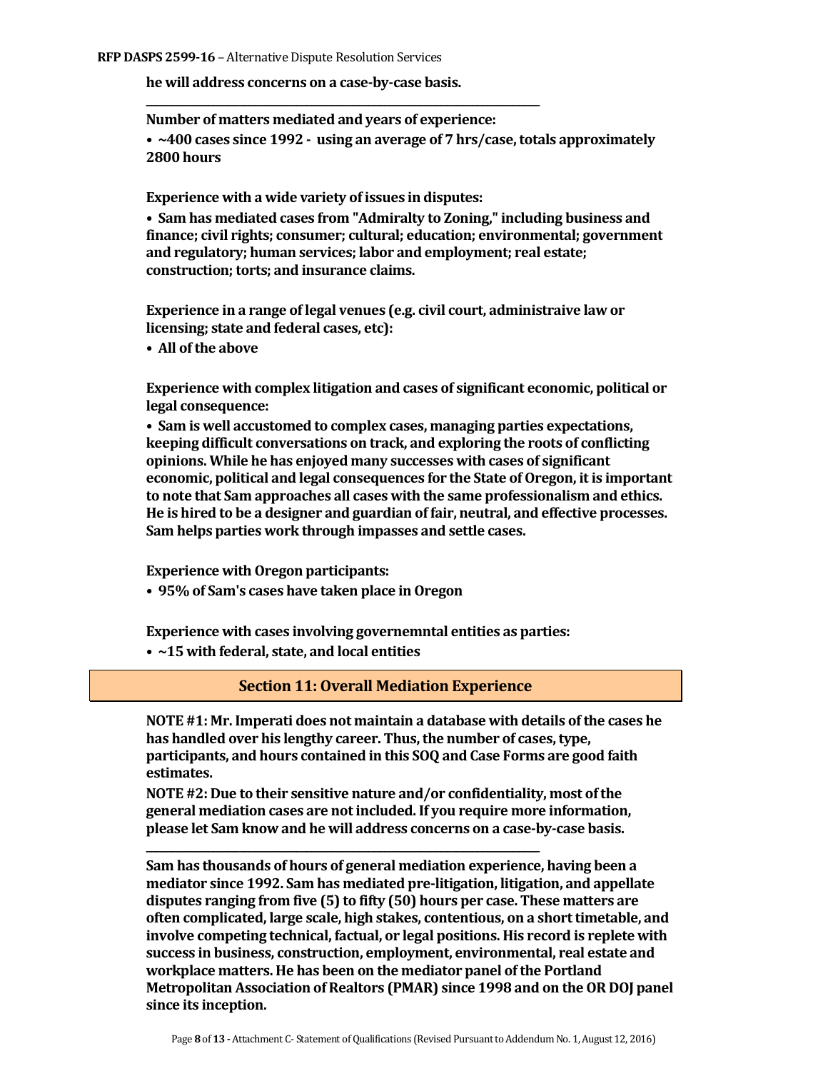**he will address concerns on a case-by-case basis.**

---

**Number of matters mediated and years of experience:**

- **~400 cases since 1992 - using an average of 7 hrs/case, totals approximately 2800 hours**

**Experience with a wide variety of issues in disputes:**

- **Sam has mediated cases from "Admiralty to Zoning," including business and finance; civil rights; consumer; cultural; education; environmental; government and regulatory; human services; labor and employment; real estate; construction; torts; and insurance claims.**

**Experience in a range of legal venues (e.g. civil court, administraive law or licensing; state and federal cases, etc):**

- **All of the above**

**Experience with complex litigation and cases of significant economic, political or legal consequence:**

- **Sam is well accustomed to complex cases, managing parties expectations, keeping difficult conversations on track, and exploring the roots of conflicting opinions. While he has enjoyed many successes with cases of significant economic, political and legal consequences for the State of Oregon, it is important to note that Sam approaches all cases with the same professionalism and ethics. He is hired to be a designer and guardian of fair, neutral, and effective processes. Sam helps parties work through impasses and settle cases.**

**Experience with Oregon participants:**

- **95% of Sam's cases have taken place in Oregon**

**Experience with cases involving governemntal entities as parties:**

- **~15 with federal, state, and local entities**

## Section 11: Overall Mediation Experience

**NOTE #1: Mr. Imperati does not maintain a database with details of the cases he has handled over his lengthy career. Thus, the number of cases, type, participants, and hours contained in this SOQ and Case Forms are good faith estimates.**

**NOTE #2: Due to their sensitive nature and/or confidentiality, most of the general mediation cases are not included. If you require more information, please let Sam know and he will address concerns on a case-by-case basis.**

---

**Sam has thousands of hours of general mediation experience, having been a mediator since 1992. Sam has mediated pre-litigation, litigation, and appellate disputes ranging from five (5) to fifty (50) hours per case. These matters are often complicated, large scale, high stakes, contentious, on a short timetable, and involve competing technical, factual, or legal positions. His record is replete with success in business, construction, employment, environmental, real estate and workplace matters. He has been on the mediator panel of the Portland Metropolitan Association of Realtors (PMAR) since 1998 and on the OR DOJ panel since its inception.**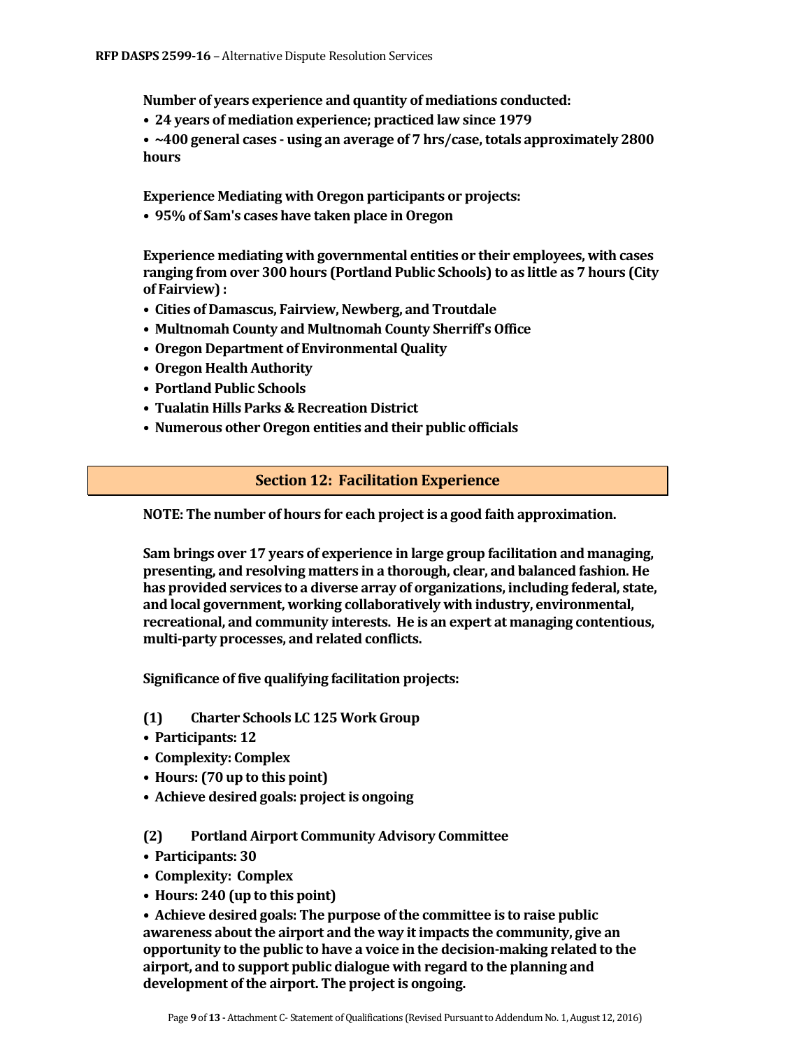**Number of years experience and quantity of mediations conducted:**

- **24 years of mediation experience; practiced law since 1979**
- **~400 general cases - using an average of 7 hrs/case, totals approximately 2800 hours**

**Experience Mediating with Oregon participants or projects:**

- **95% of Sam's cases have taken place in Oregon**

**Experience mediating with governmental entities or their employees, with cases ranging from over 300 hours (Portland Public Schools) to as little as 7 hours (City of Fairview) :**

- **Cities of Damascus, Fairview, Newberg, and Troutdale**
- **Multnomah County and Multnomah County Sherriff's Office**
- **Oregon Department of Environmental Quality**
- **Oregon Health Authority**
- **Portland Public Schools**
- **Tualatin Hills Parks & Recreation District**
- **Numerous other Oregon entities and their public officials**

## Section 12: Facilitation Experience

**NOTE: The number of hours for each project is a good faith approximation.**

**Sam brings over 17 years of experience in large group facilitation and managing, presenting, and resolving matters in a thorough, clear, and balanced fashion. He has provided services to a diverse array of organizations, including federal, state, and local government, working collaboratively with industry, environmental, recreational, and community interests. He is an expert at managing contentious, multi-party processes, and related conflicts.**

**Significance of five qualifying facilitation projects:**

**(1) Charter Schools LC 125 Work Group**

- **Participants: 12**
- **Complexity: Complex**
- **Hours: (70 up to this point)**
- **Achieve desired goals: project is ongoing**

**(2) Portland Airport Community Advisory Committee**

- **Participants: 30**
- **Complexity: Complex**
- **Hours: 240 (up to this point)**
- **Achieve desired goals: The purpose of the committee is to raise public awareness about the airport and the way it impacts the community, give an opportunity to the public to have a voice in the decision-making related to the airport, and to support public dialogue with regard to the planning and development of the airport. The project is ongoing.**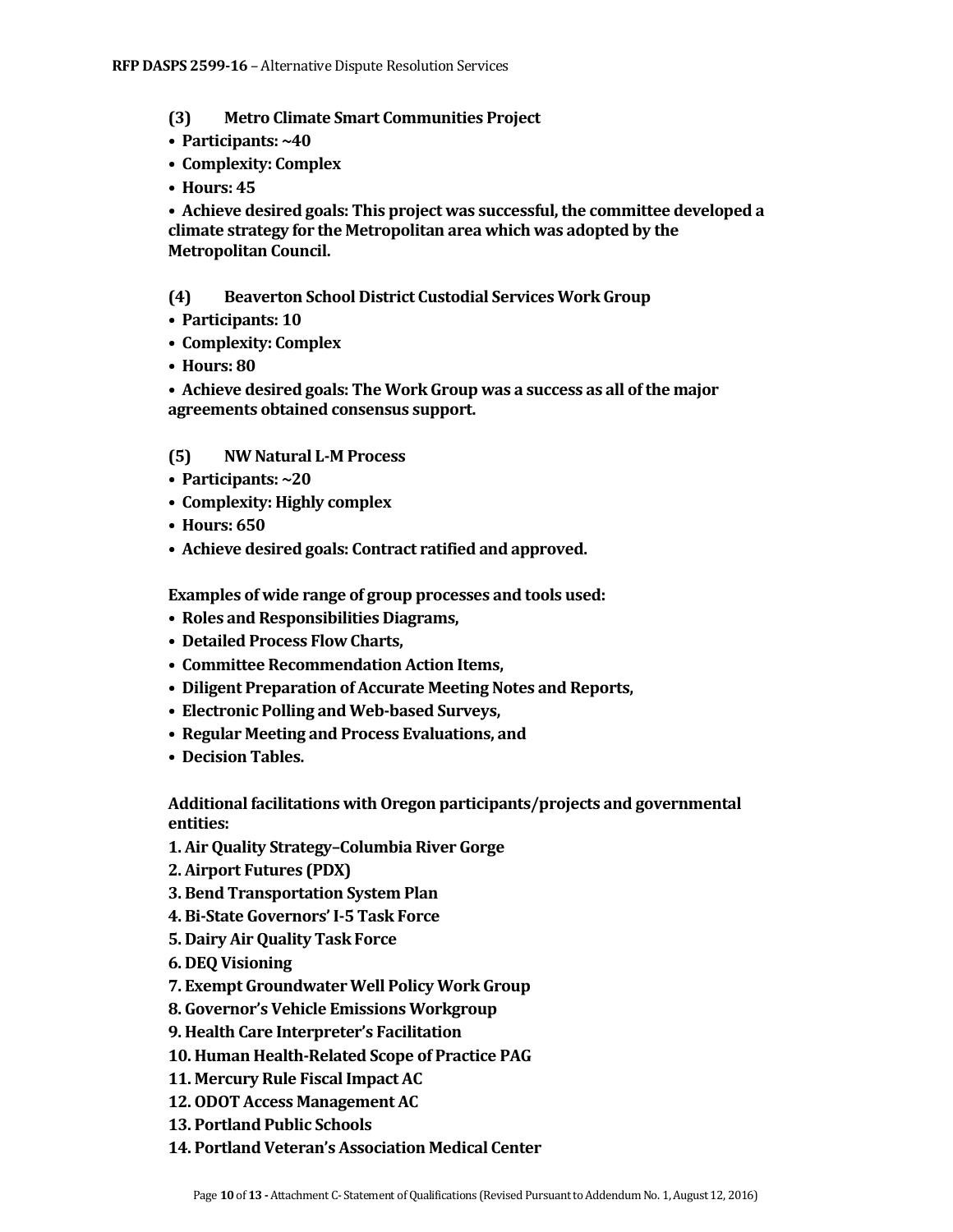**(3) Metro Climate Smart Communities Project**

- **Participants: ~40**
- **Complexity: Complex**
- **Hours: 45**
- **Achieve desired goals: This project was successful, the committee developed a climate strategy for the Metropolitan area which was adopted by the Metropolitan Council.**

**(4) Beaverton School District Custodial Services Work Group**

- **Participants: 10**
- **Complexity: Complex**
- **Hours: 80**
- **Achieve desired goals: The Work Group was a success as all of the major agreements obtained consensus support.**

**(5) NW Natural L-M Process**

- **Participants: ~20**
- **Complexity: Highly complex**
- **Hours: 650**
- **Achieve desired goals: Contract ratified and approved.**

**Examples of wide range of group processes and tools used:**

- **Roles and Responsibilities Diagrams,**
- **Detailed Process Flow Charts,**
- **Committee Recommendation Action Items,**
- **Diligent Preparation of Accurate Meeting Notes and Reports,**
- **Electronic Polling and Web-based Surveys,**
- **Regular Meeting and Process Evaluations, and**
- **Decision Tables.**

**Additional facilitations with Oregon participants/projects and governmental entities:**

1. **Air Quality Strategy–Columbia River Gorge**
2. **Airport Futures (PDX)**
3. **Bend Transportation System Plan**
4. **Bi-State Governors' I-5 Task Force**
5. **Dairy Air Quality Task Force**
6. **DEQ Visioning**
7. **Exempt Groundwater Well Policy Work Group**
8. **Governor's Vehicle Emissions Workgroup**
9. **Health Care Interpreter's Facilitation**
10. **Human Health-Related Scope of Practice PAG**
11. **Mercury Rule Fiscal Impact AC**
12. **ODOT Access Management AC**
13. **Portland Public Schools**
14. **Portland Veteran's Association Medical Center**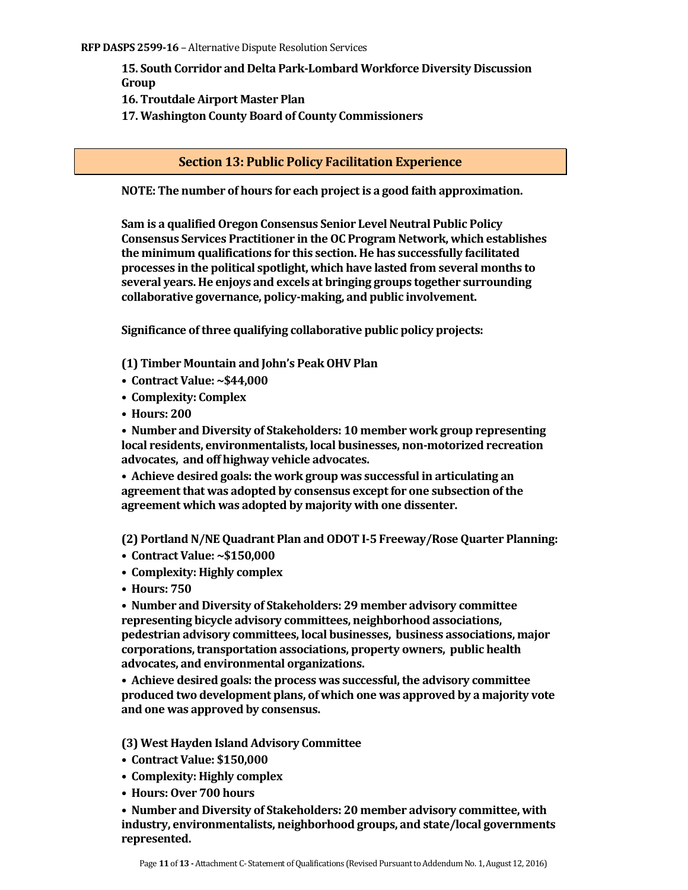**15. South Corridor and Delta Park-Lombard Workforce Diversity Discussion Group**

**16. Troutdale Airport Master Plan**

**17. Washington County Board of County Commissioners**

## Section 13: Public Policy Facilitation Experience

**NOTE: The number of hours for each project is a good faith approximation.**

**Sam is a qualified Oregon Consensus Senior Level Neutral Public Policy Consensus Services Practitioner in the OC Program Network, which establishes the minimum qualifications for this section. He has successfully facilitated processes in the political spotlight, which have lasted from several months to several years. He enjoys and excels at bringing groups together surrounding collaborative governance, policy-making, and public involvement.**

**Significance of three qualifying collaborative public policy projects:**

**(1) Timber Mountain and John's Peak OHV Plan**

- **Contract Value: ~$44,000**
- **Complexity: Complex**
- **Hours: 200**
- **Number and Diversity of Stakeholders: 10 member work group representing local residents, environmentalists, local businesses, non-motorized recreation advocates, and off highway vehicle advocates.**
- **Achieve desired goals: the work group was successful in articulating an agreement that was adopted by consensus except for one subsection of the agreement which was adopted by majority with one dissenter.**

**(2) Portland N/NE Quadrant Plan and ODOT I-5 Freeway/Rose Quarter Planning:**

- **Contract Value: ~$150,000**
- **Complexity: Highly complex**
- **Hours: 750**
- **Number and Diversity of Stakeholders: 29 member advisory committee representing bicycle advisory committees, neighborhood associations, pedestrian advisory committees, local businesses, business associations, major corporations, transportation associations, property owners, public health advocates, and environmental organizations.**
- **Achieve desired goals: the process was successful, the advisory committee produced two development plans, of which one was approved by a majority vote and one was approved by consensus.**

**(3) West Hayden Island Advisory Committee**

- **Contract Value: $150,000**
- **Complexity: Highly complex**
- **Hours: Over 700 hours**
- **Number and Diversity of Stakeholders: 20 member advisory committee, with industry, environmentalists, neighborhood groups, and state/local governments represented.**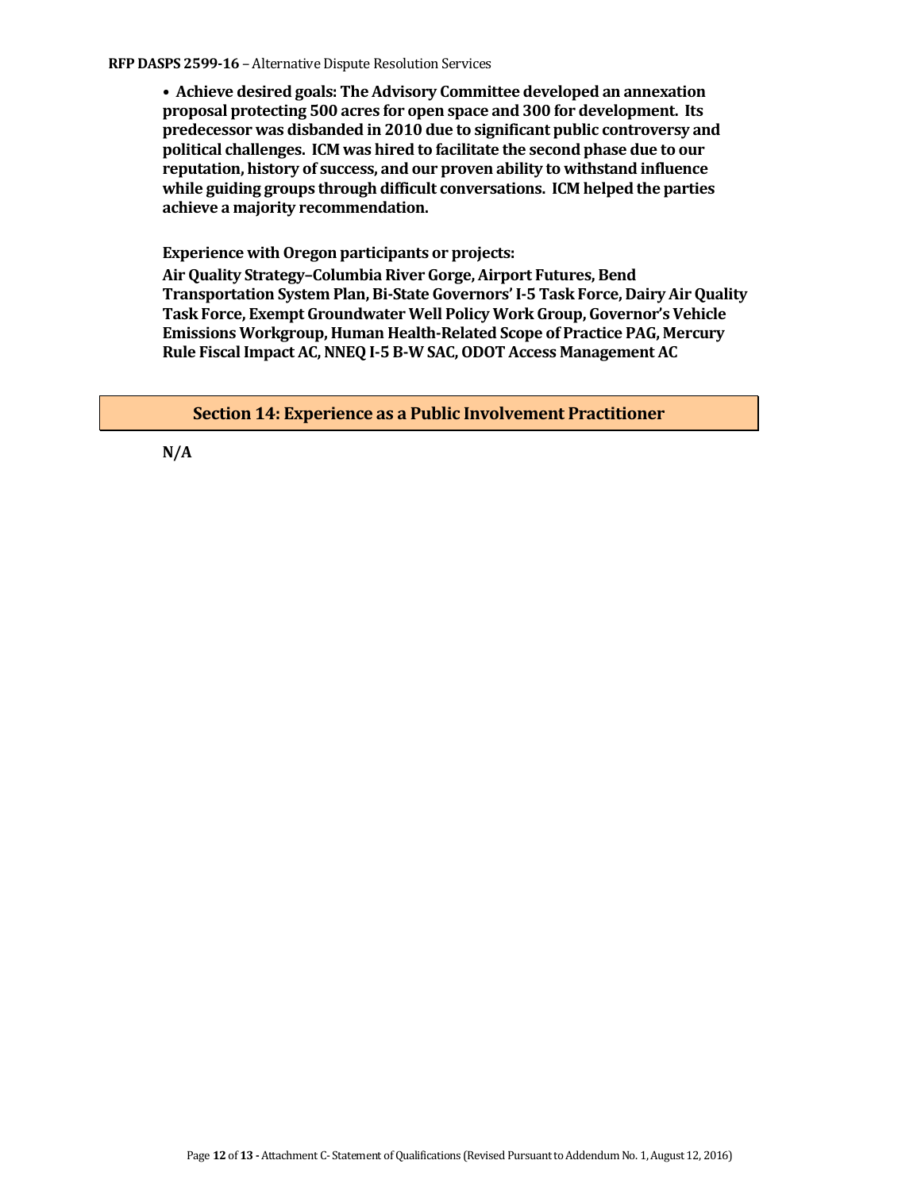- **Achieve desired goals: The Advisory Committee developed an annexation proposal protecting 500 acres for open space and 300 for development. Its predecessor was disbanded in 2010 due to significant public controversy and political challenges. ICM was hired to facilitate the second phase due to our reputation, history of success, and our proven ability to withstand influence while guiding groups through difficult conversations. ICM helped the parties achieve a majority recommendation.**

**Experience with Oregon participants or projects:**
**Air Quality Strategy–Columbia River Gorge, Airport Futures, Bend Transportation System Plan, Bi-State Governors' I-5 Task Force, Dairy Air Quality Task Force, Exempt Groundwater Well Policy Work Group, Governor's Vehicle Emissions Workgroup, Human Health-Related Scope of Practice PAG, Mercury Rule Fiscal Impact AC, NNEQ I-5 B-W SAC, ODOT Access Management AC**

## Section 14: Experience as a Public Involvement Practitioner

**N/A**